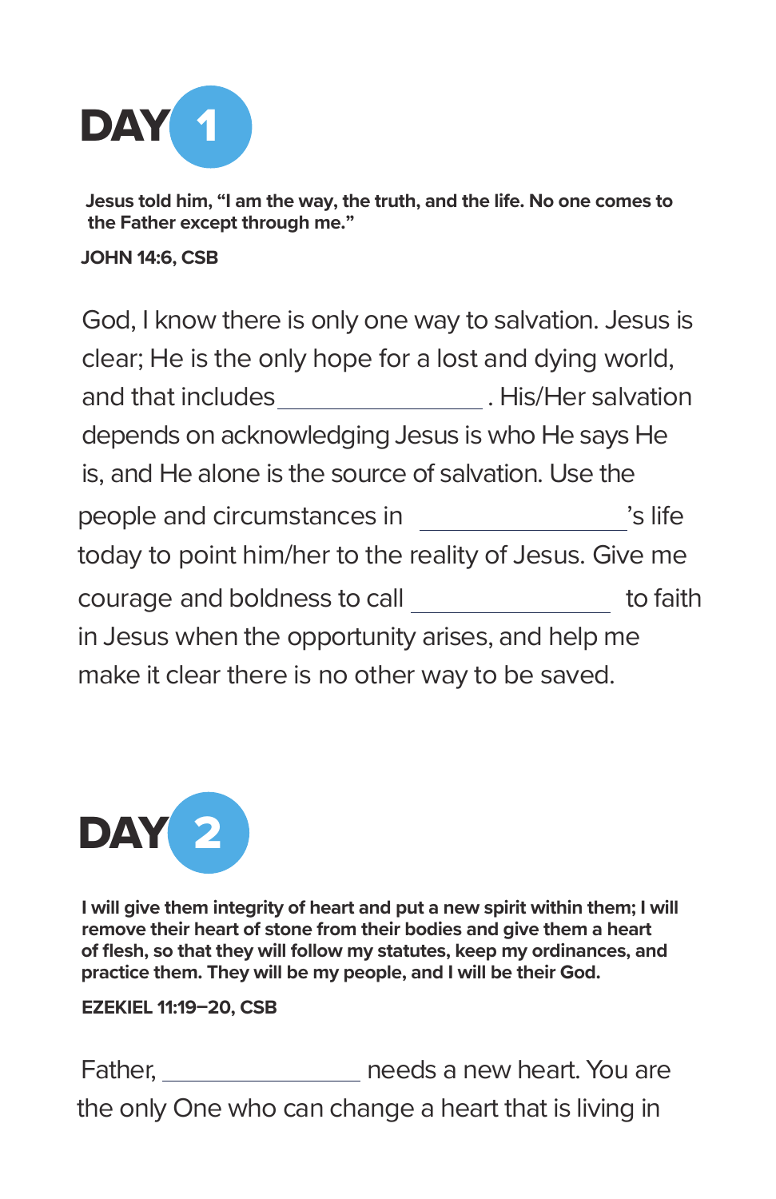# DAY 1

**Jesus told him, "I am the way, the truth, and the life. No one comes to the Father except through me."**

**JOHN 14:6, CSB**

God, I know there is only one way to salvation. Jesus is clear; He is the only hope for a lost and dying world, and that includes ________________. His/Her salvation depends on acknowledging Jesus is who He says He is, and He alone is the source of salvation. Use the people and circumstances in ________________'s life today to point him/her to the reality of Jesus. Give me courage and boldness to call ________________ to faith in Jesus when the opportunity arises, and help me make it clear there is no other way to be saved.

# DAY 2

**I will give them integrity of heart and put a new spirit within them; I will remove their heart of stone from their bodies and give them a heart of flesh, so that they will follow my statutes, keep my ordinances, and practice them. They will be my people, and I will be their God.**

**EZEKIEL 11:19–20, CSB**

Father, ________________ needs a new heart. You are the only One who can change a heart that is living in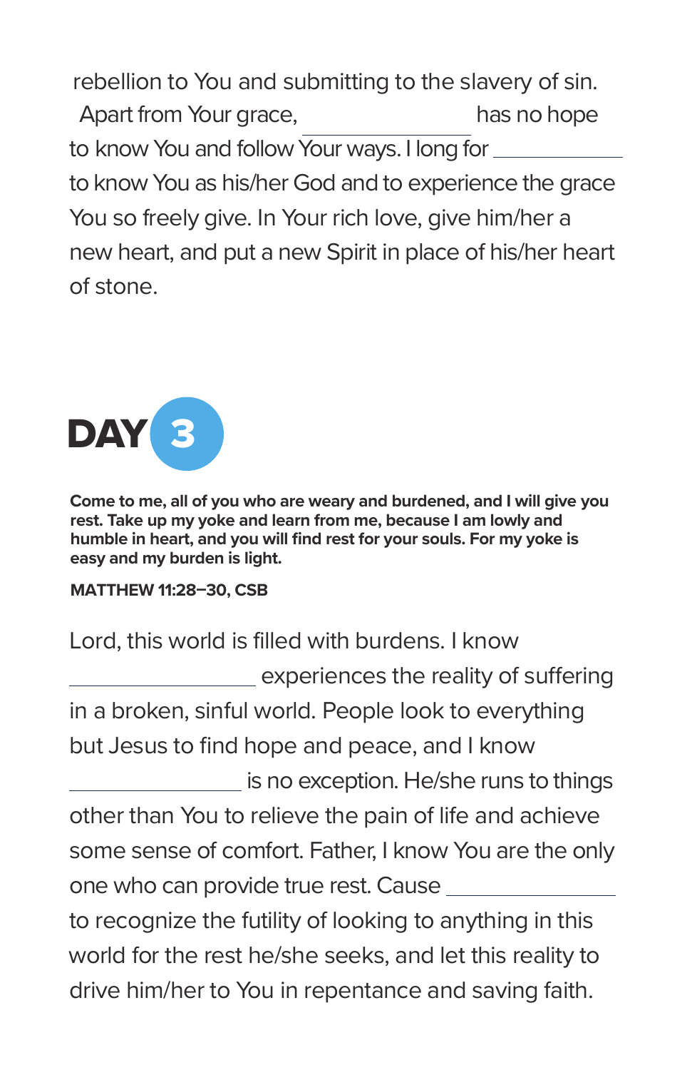rebellion to You and submitting to the slavery of sin. Apart from Your grace, ________________ has no hope to know You and follow Your ways. I long for ____________ to know You as his/her God and to experience the grace You so freely give. In Your rich love, give him/her a new heart, and put a new Spirit in place of his/her heart of stone.

# DAY 3

**Come to me, all of you who are weary and burdened, and I will give you rest. Take up my yoke and learn from me, because I am lowly and humble in heart, and you will find rest for your souls. For my yoke is easy and my burden is light.**

**MATTHEW 11:28–30, CSB**

Lord, this world is filled with burdens. I know ________________ experiences the reality of suffering in a broken, sinful world. People look to everything but Jesus to find hope and peace, and I know ________________ is no exception. He/she runs to things other than You to relieve the pain of life and achieve some sense of comfort. Father, I know You are the only one who can provide true rest. Cause ________________ to recognize the futility of looking to anything in this world for the rest he/she seeks, and let this reality to drive him/her to You in repentance and saving faith.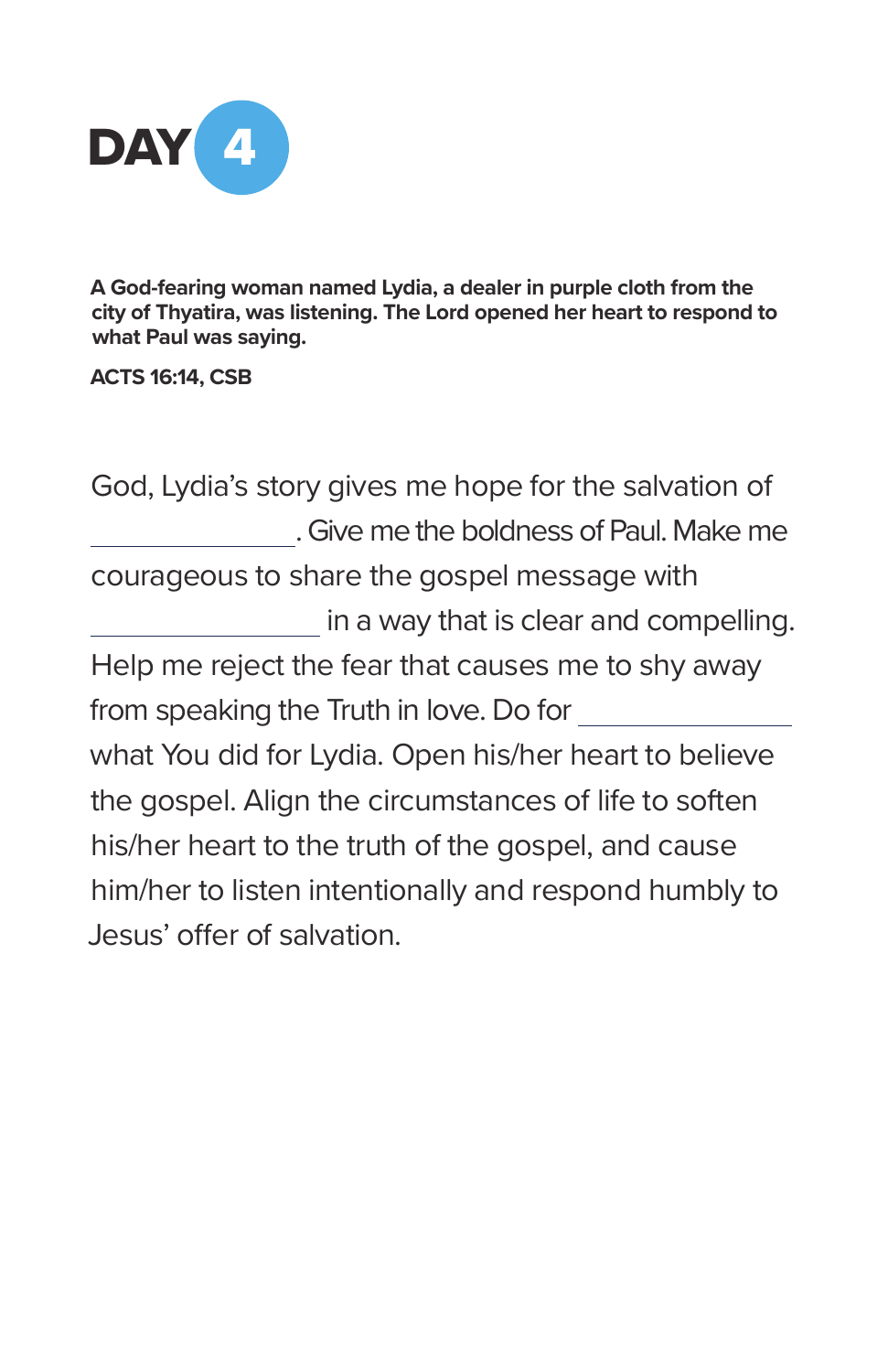# DAY 4

**A God-fearing woman named Lydia, a dealer in purple cloth from the city of Thyatira, was listening. The Lord opened her heart to respond to what Paul was saying.**

**ACTS 16:14, CSB**

God, Lydia's story gives me hope for the salvation of ______________. Give me the boldness of Paul. Make me courageous to share the gospel message with ________________ in a way that is clear and compelling. Help me reject the fear that causes me to shy away from speaking the Truth in love. Do for _______________ what You did for Lydia. Open his/her heart to believe the gospel. Align the circumstances of life to soften his/her heart to the truth of the gospel, and cause him/her to listen intentionally and respond humbly to Jesus' offer of salvation.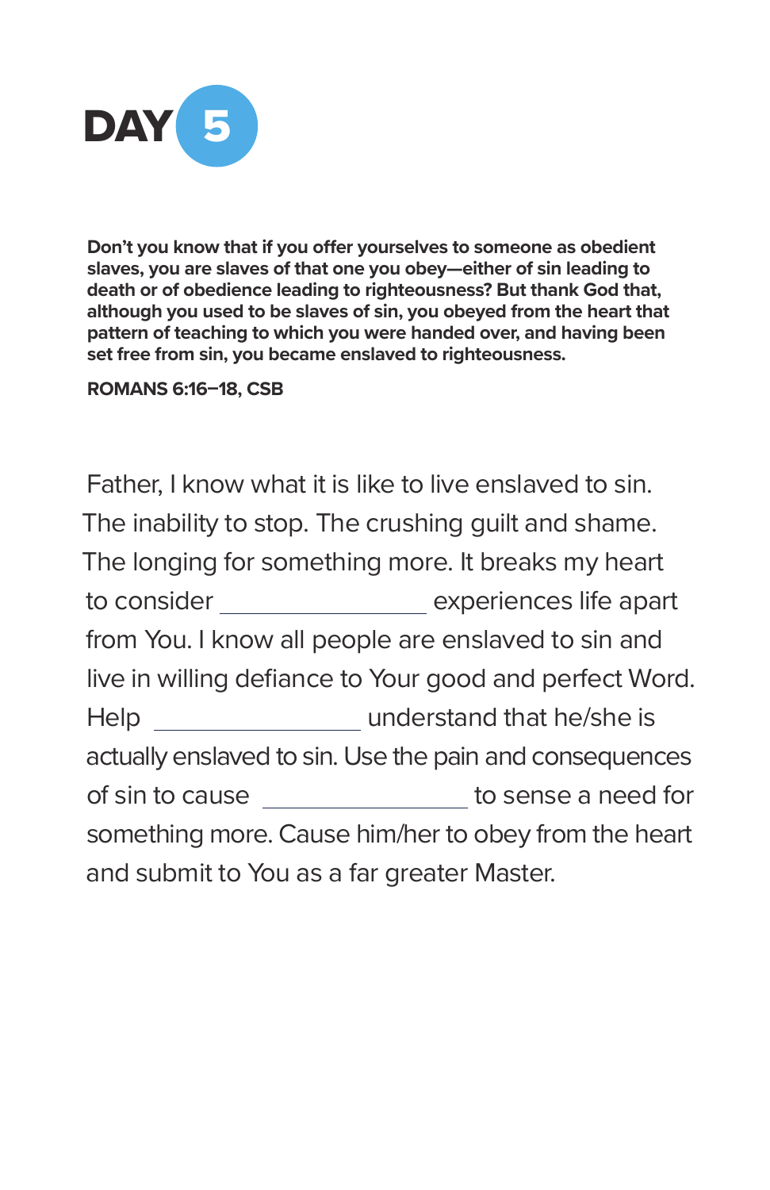# DAY 5

**Don't you know that if you offer yourselves to someone as obedient slaves, you are slaves of that one you obey—either of sin leading to death or of obedience leading to righteousness? But thank God that, although you used to be slaves of sin, you obeyed from the heart that pattern of teaching to which you were handed over, and having been set free from sin, you became enslaved to righteousness.**

**ROMANS 6:16–18, CSB**

Father, I know what it is like to live enslaved to sin. The inability to stop. The crushing guilt and shame. The longing for something more. It breaks my heart to consider ________________ experiences life apart from You. I know all people are enslaved to sin and live in willing defiance to Your good and perfect Word. Help ________________ understand that he/she is actually enslaved to sin. Use the pain and consequences of sin to cause ________________ to sense a need for something more. Cause him/her to obey from the heart and submit to You as a far greater Master.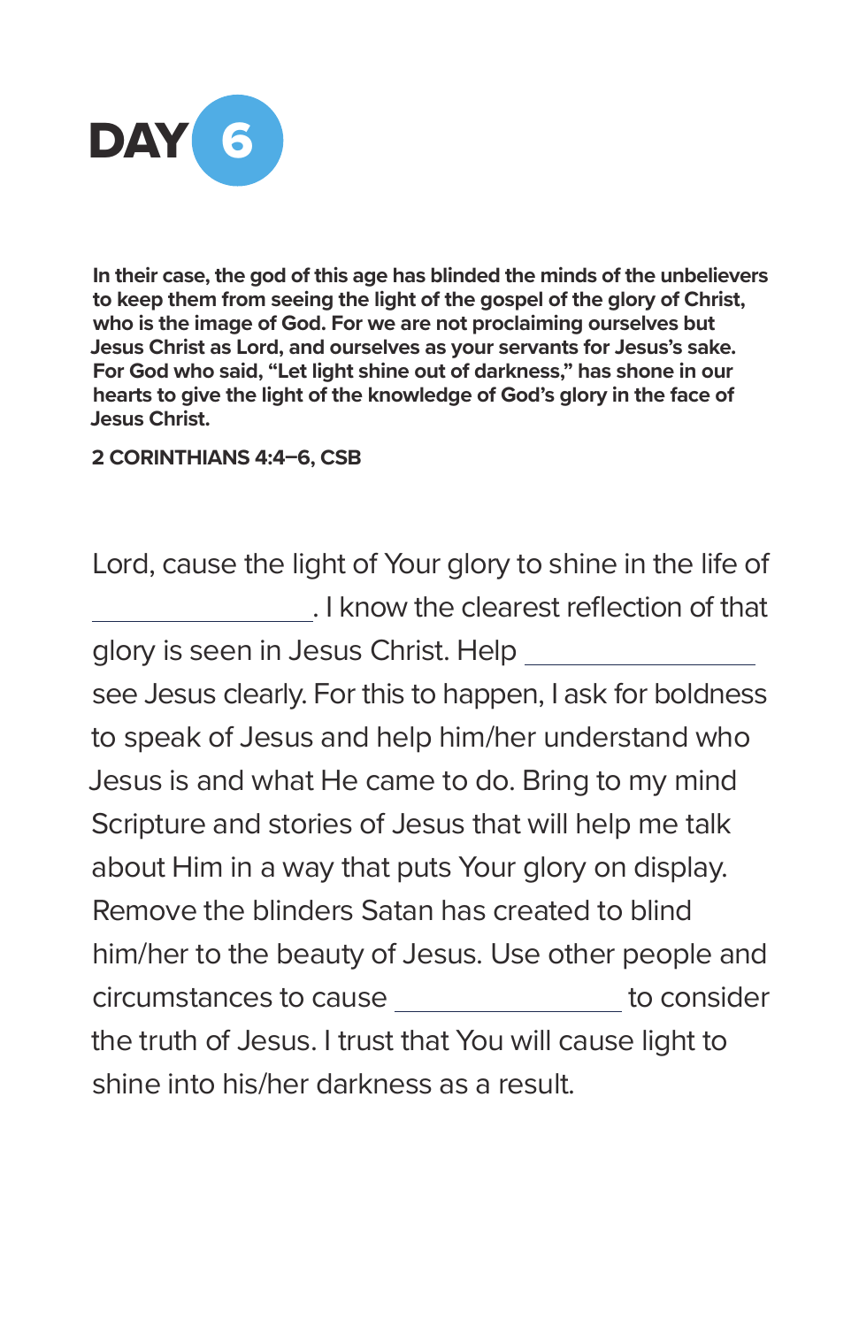# DAY 6

**In their case, the god of this age has blinded the minds of the unbelievers to keep them from seeing the light of the gospel of the glory of Christ, who is the image of God. For we are not proclaiming ourselves but Jesus Christ as Lord, and ourselves as your servants for Jesus's sake. For God who said, "Let light shine out of darkness," has shone in our hearts to give the light of the knowledge of God's glory in the face of Jesus Christ.**

**2 CORINTHIANS 4:4–6, CSB**

Lord, cause the light of Your glory to shine in the life of ________________. I know the clearest reflection of that glory is seen in Jesus Christ. Help ________________ see Jesus clearly. For this to happen, I ask for boldness to speak of Jesus and help him/her understand who Jesus is and what He came to do. Bring to my mind Scripture and stories of Jesus that will help me talk about Him in a way that puts Your glory on display. Remove the blinders Satan has created to blind him/her to the beauty of Jesus. Use other people and circumstances to cause ________________ to consider the truth of Jesus. I trust that You will cause light to shine into his/her darkness as a result.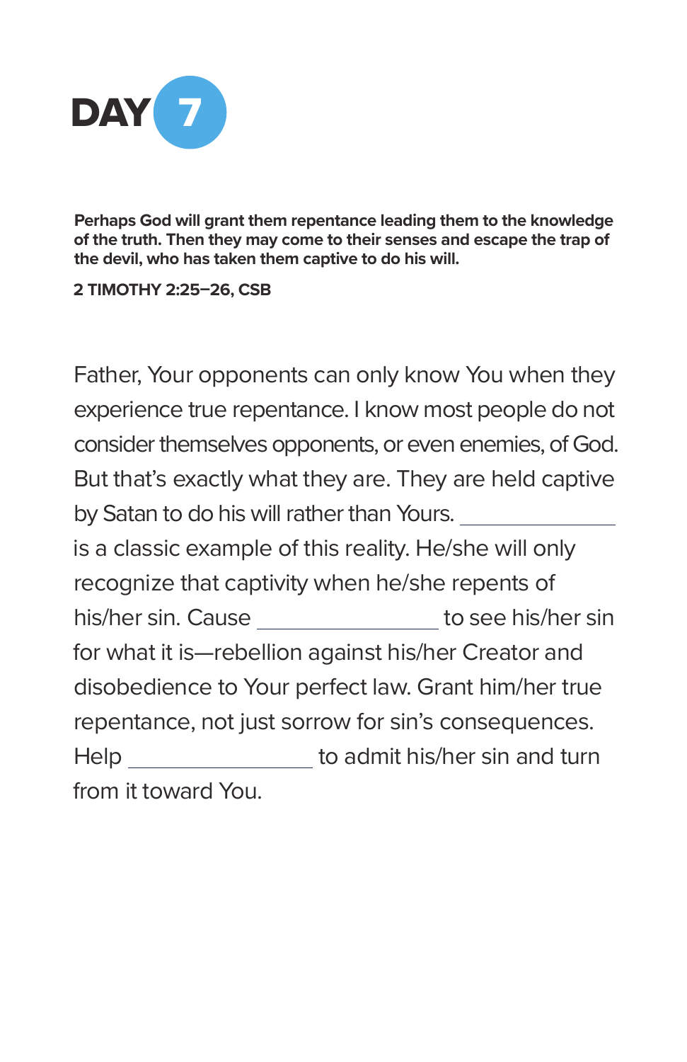# DAY 7

**Perhaps God will grant them repentance leading them to the knowledge of the truth. Then they may come to their senses and escape the trap of the devil, who has taken them captive to do his will.**

**2 TIMOTHY 2:25–26, CSB**

Father, Your opponents can only know You when they experience true repentance. I know most people do not consider themselves opponents, or even enemies, of God. But that's exactly what they are. They are held captive by Satan to do his will rather than Yours. ______________ is a classic example of this reality. He/she will only recognize that captivity when he/she repents of his/her sin. Cause ______________ to see his/her sin for what it is—rebellion against his/her Creator and disobedience to Your perfect law. Grant him/her true repentance, not just sorrow for sin's consequences. Help ______________ to admit his/her sin and turn from it toward You.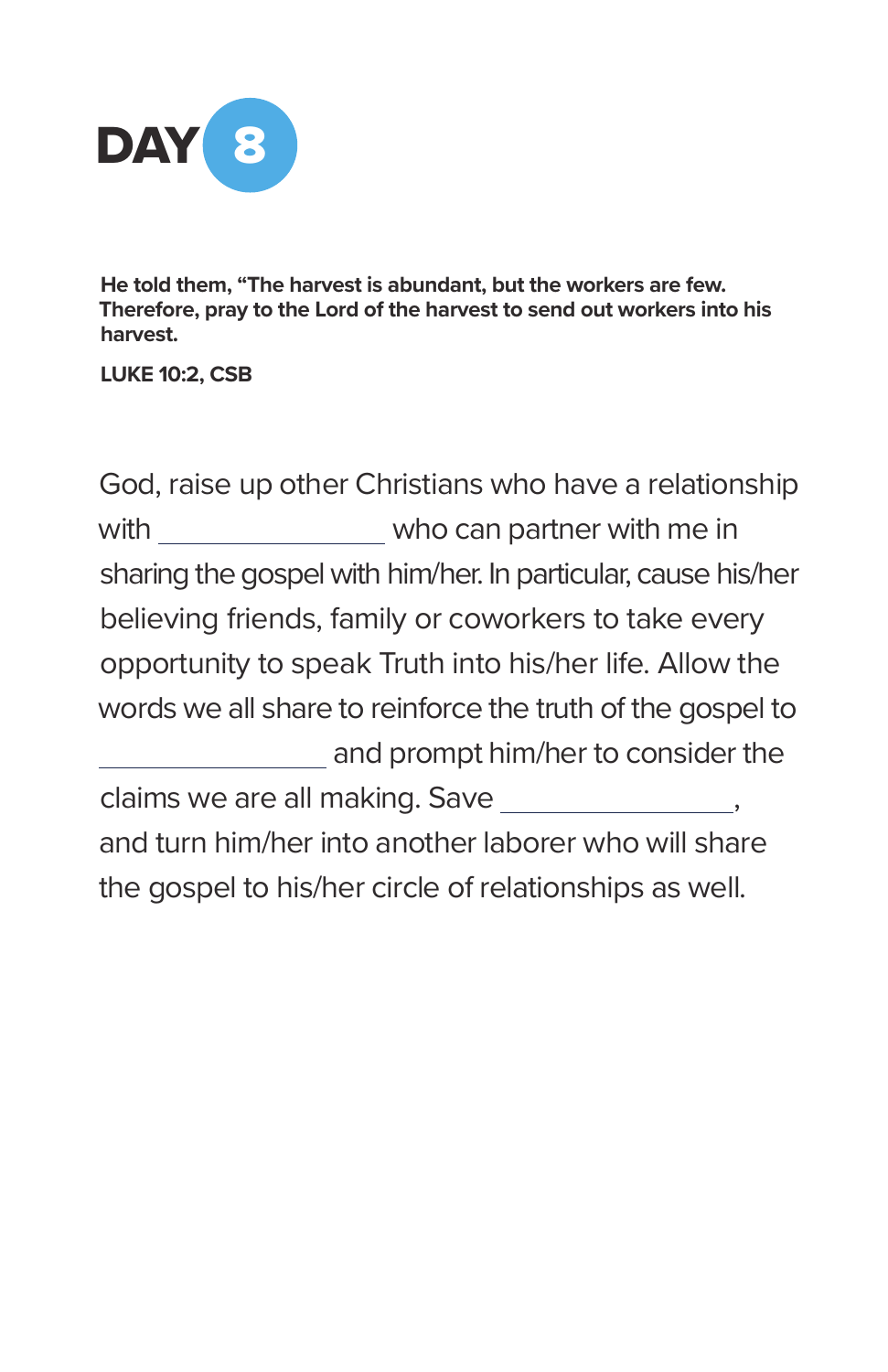# DAY 8

**He told them, "The harvest is abundant, but the workers are few. Therefore, pray to the Lord of the harvest to send out workers into his harvest.**

**LUKE 10:2, CSB**

God, raise up other Christians who have a relationship with ________________ who can partner with me in sharing the gospel with him/her. In particular, cause his/her believing friends, family or coworkers to take every opportunity to speak Truth into his/her life. Allow the words we all share to reinforce the truth of the gospel to ________________ and prompt him/her to consider the claims we are all making. Save ________________, and turn him/her into another laborer who will share the gospel to his/her circle of relationships as well.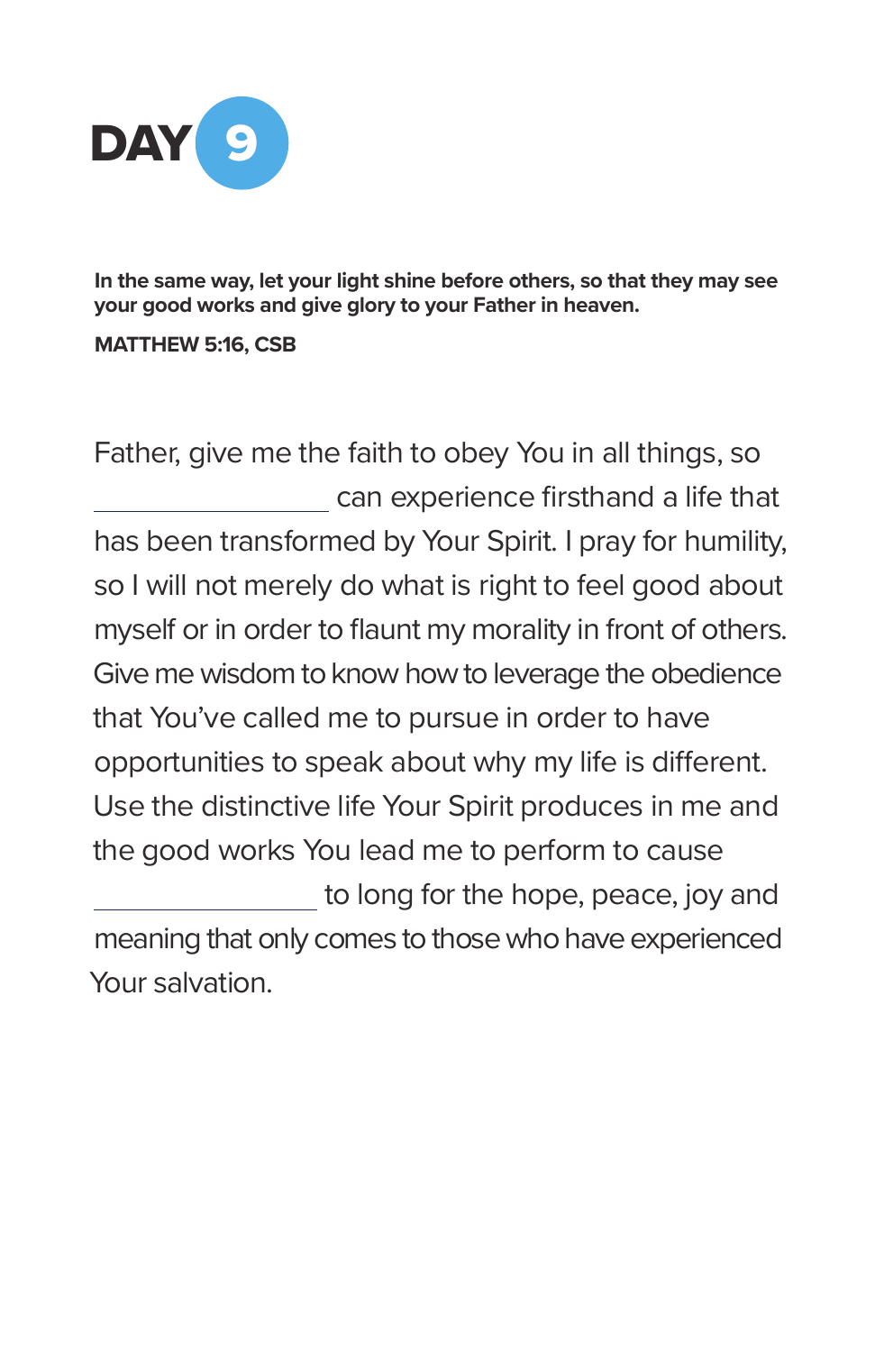# DAY 9

**In the same way, let your light shine before others, so that they may see your good works and give glory to your Father in heaven.**

**MATTHEW 5:16, CSB**

Father, give me the faith to obey You in all things, so ________________ can experience firsthand a life that has been transformed by Your Spirit. I pray for humility, so I will not merely do what is right to feel good about myself or in order to flaunt my morality in front of others. Give me wisdom to know how to leverage the obedience that You've called me to pursue in order to have opportunities to speak about why my life is different. Use the distinctive life Your Spirit produces in me and the good works You lead me to perform to cause ________________ to long for the hope, peace, joy and meaning that only comes to those who have experienced Your salvation.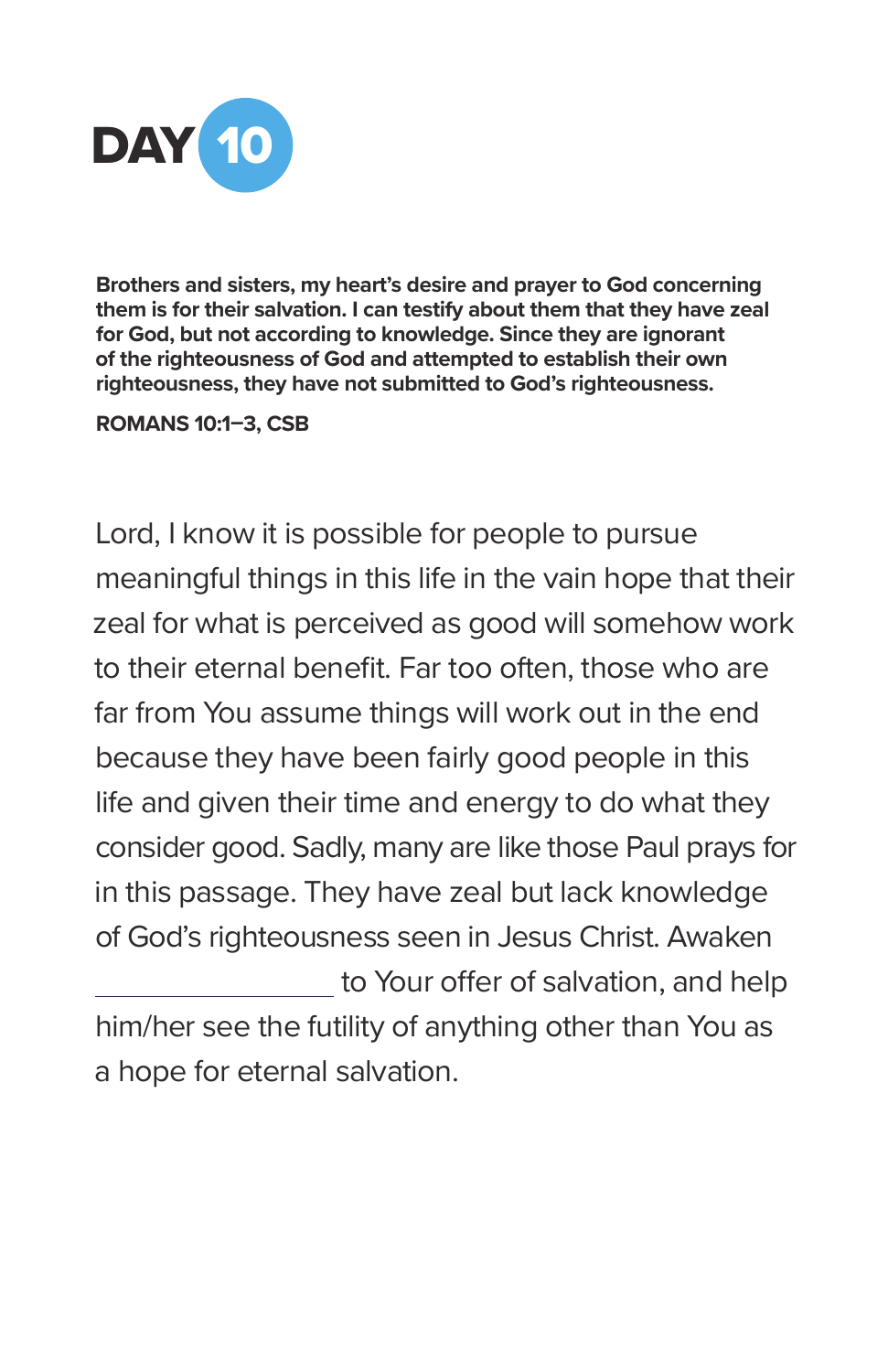# DAY 10

**Brothers and sisters, my heart's desire and prayer to God concerning them is for their salvation. I can testify about them that they have zeal for God, but not according to knowledge. Since they are ignorant of the righteousness of God and attempted to establish their own righteousness, they have not submitted to God's righteousness.**

**ROMANS 10:1–3, CSB**

Lord, I know it is possible for people to pursue meaningful things in this life in the vain hope that their zeal for what is perceived as good will somehow work to their eternal benefit. Far too often, those who are far from You assume things will work out in the end because they have been fairly good people in this life and given their time and energy to do what they consider good. Sadly, many are like those Paul prays for in this passage. They have zeal but lack knowledge of God's righteousness seen in Jesus Christ. Awaken \_\_\_\_\_\_\_\_\_\_\_\_\_\_\_\_ to Your offer of salvation, and help him/her see the futility of anything other than You as a hope for eternal salvation.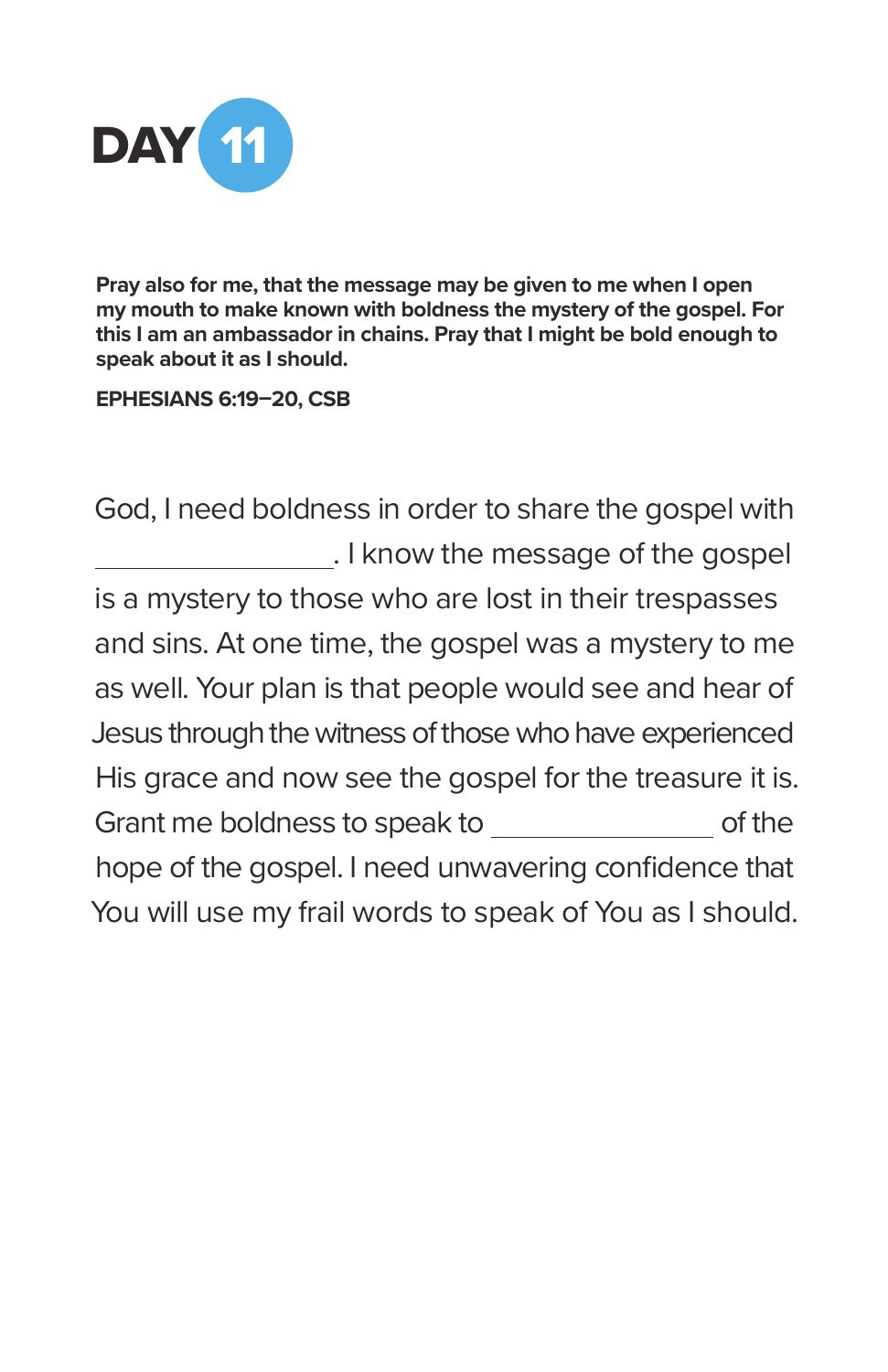# DAY 11

**Pray also for me, that the message may be given to me when I open my mouth to make known with boldness the mystery of the gospel. For this I am an ambassador in chains. Pray that I might be bold enough to speak about it as I should.**

**EPHESIANS 6:19–20, CSB**

God, I need boldness in order to share the gospel with ________________. I know the message of the gospel is a mystery to those who are lost in their trespasses and sins. At one time, the gospel was a mystery to me as well. Your plan is that people would see and hear of Jesus through the witness of those who have experienced His grace and now see the gospel for the treasure it is. Grant me boldness to speak to ________________ of the hope of the gospel. I need unwavering confidence that You will use my frail words to speak of You as I should.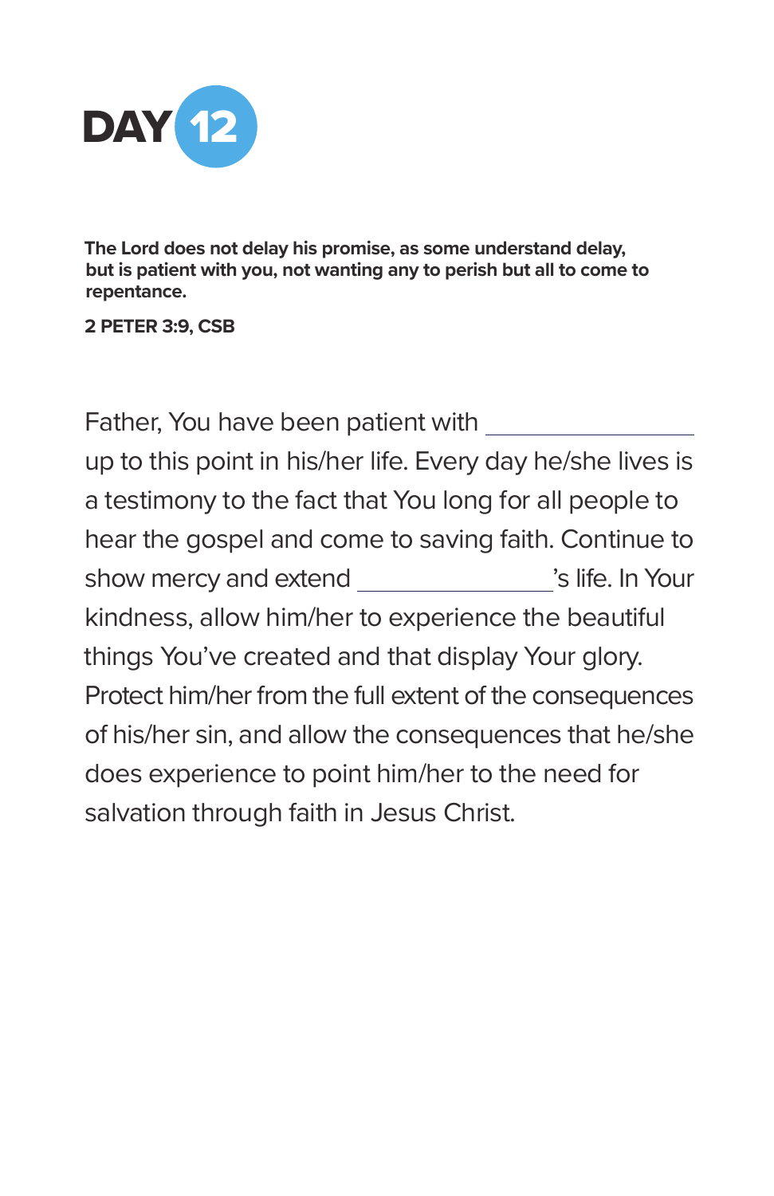# DAY 12

**The Lord does not delay his promise, as some understand delay, but is patient with you, not wanting any to perish but all to come to repentance.**

**2 PETER 3:9, CSB**

Father, You have been patient with ________________ up to this point in his/her life. Every day he/she lives is a testimony to the fact that You long for all people to hear the gospel and come to saving faith. Continue to show mercy and extend ________________'s life. In Your kindness, allow him/her to experience the beautiful things You've created and that display Your glory. Protect him/her from the full extent of the consequences of his/her sin, and allow the consequences that he/she does experience to point him/her to the need for salvation through faith in Jesus Christ.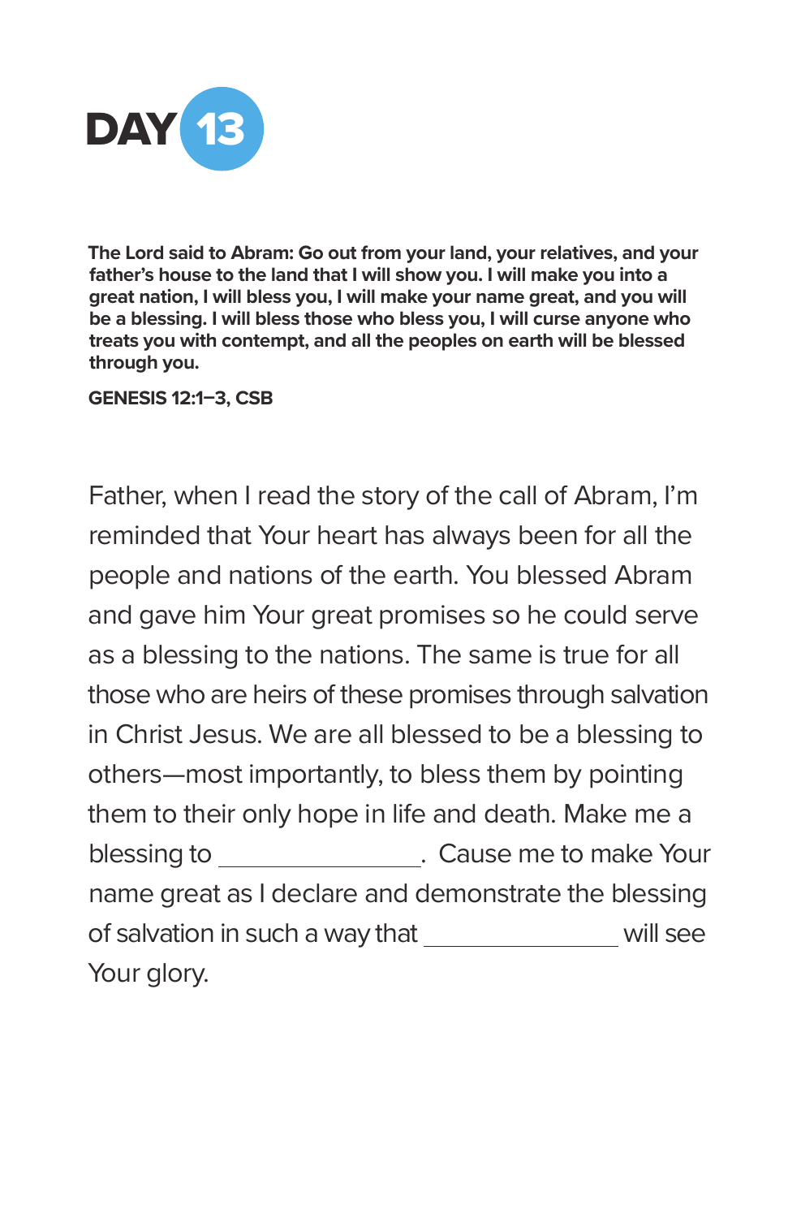# DAY 13

**The Lord said to Abram: Go out from your land, your relatives, and your father's house to the land that I will show you. I will make you into a great nation, I will bless you, I will make your name great, and you will be a blessing. I will bless those who bless you, I will curse anyone who treats you with contempt, and all the peoples on earth will be blessed through you.**

**GENESIS 12:1–3, CSB**

Father, when I read the story of the call of Abram, I'm reminded that Your heart has always been for all the people and nations of the earth. You blessed Abram and gave him Your great promises so he could serve as a blessing to the nations. The same is true for all those who are heirs of these promises through salvation in Christ Jesus. We are all blessed to be a blessing to others—most importantly, to bless them by pointing them to their only hope in life and death. Make me a blessing to _______________. Cause me to make Your name great as I declare and demonstrate the blessing of salvation in such a way that _______________ will see Your glory.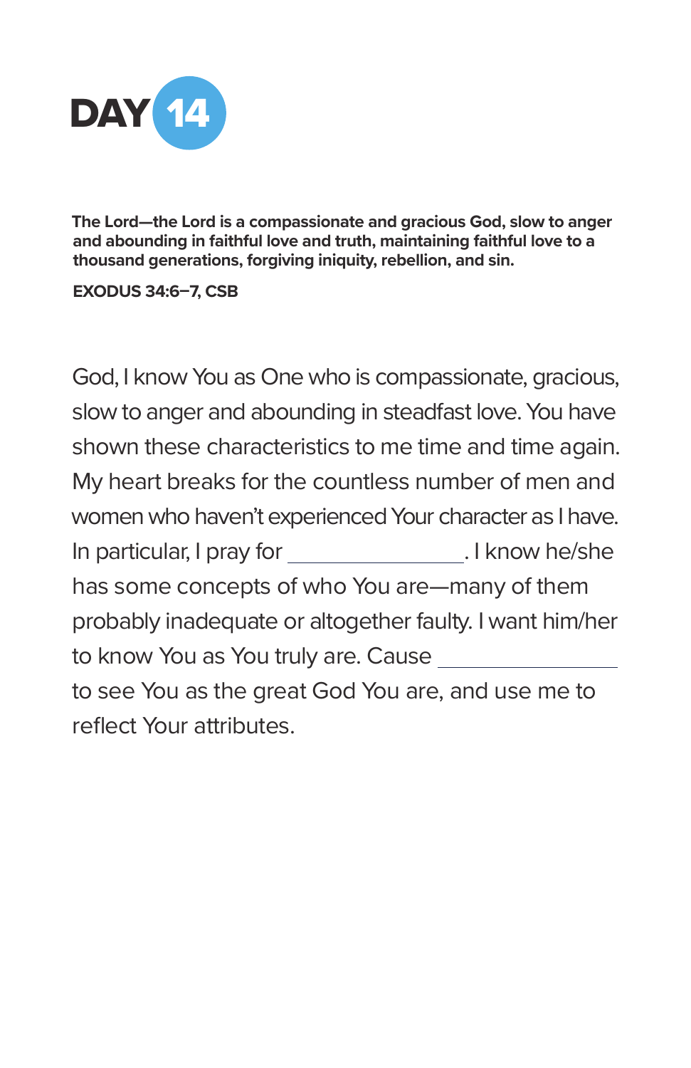# DAY 14

**The Lord—the Lord is a compassionate and gracious God, slow to anger and abounding in faithful love and truth, maintaining faithful love to a thousand generations, forgiving iniquity, rebellion, and sin.**

**EXODUS 34:6–7, CSB**

God, I know You as One who is compassionate, gracious, slow to anger and abounding in steadfast love. You have shown these characteristics to me time and time again. My heart breaks for the countless number of men and women who haven't experienced Your character as I have. In particular, I pray for ________________. I know he/she has some concepts of who You are—many of them probably inadequate or altogether faulty. I want him/her to know You as You truly are. Cause ________________ to see You as the great God You are, and use me to reflect Your attributes.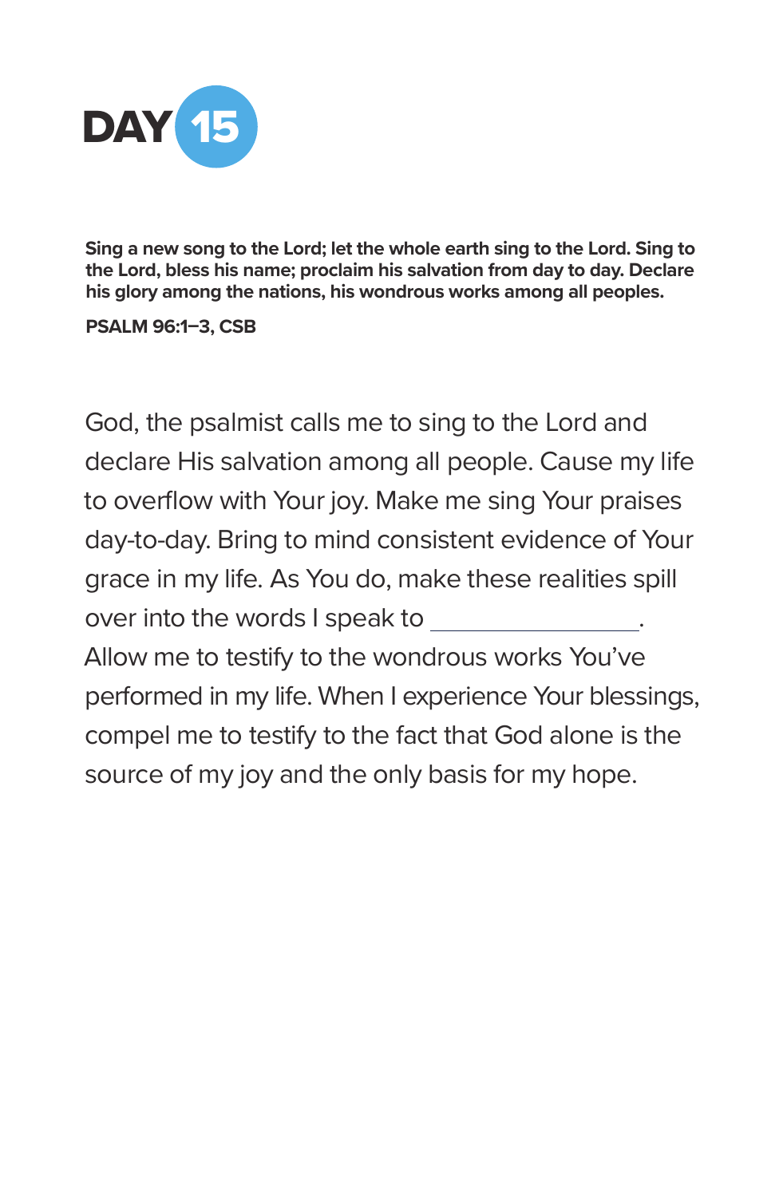# DAY 15

**Sing a new song to the Lord; let the whole earth sing to the Lord. Sing to the Lord, bless his name; proclaim his salvation from day to day. Declare his glory among the nations, his wondrous works among all peoples.**

**PSALM 96:1–3, CSB**

God, the psalmist calls me to sing to the Lord and declare His salvation among all people. Cause my life to overflow with Your joy. Make me sing Your praises day-to-day. Bring to mind consistent evidence of Your grace in my life. As You do, make these realities spill over into the words I speak to ________________. Allow me to testify to the wondrous works You've performed in my life. When I experience Your blessings, compel me to testify to the fact that God alone is the source of my joy and the only basis for my hope.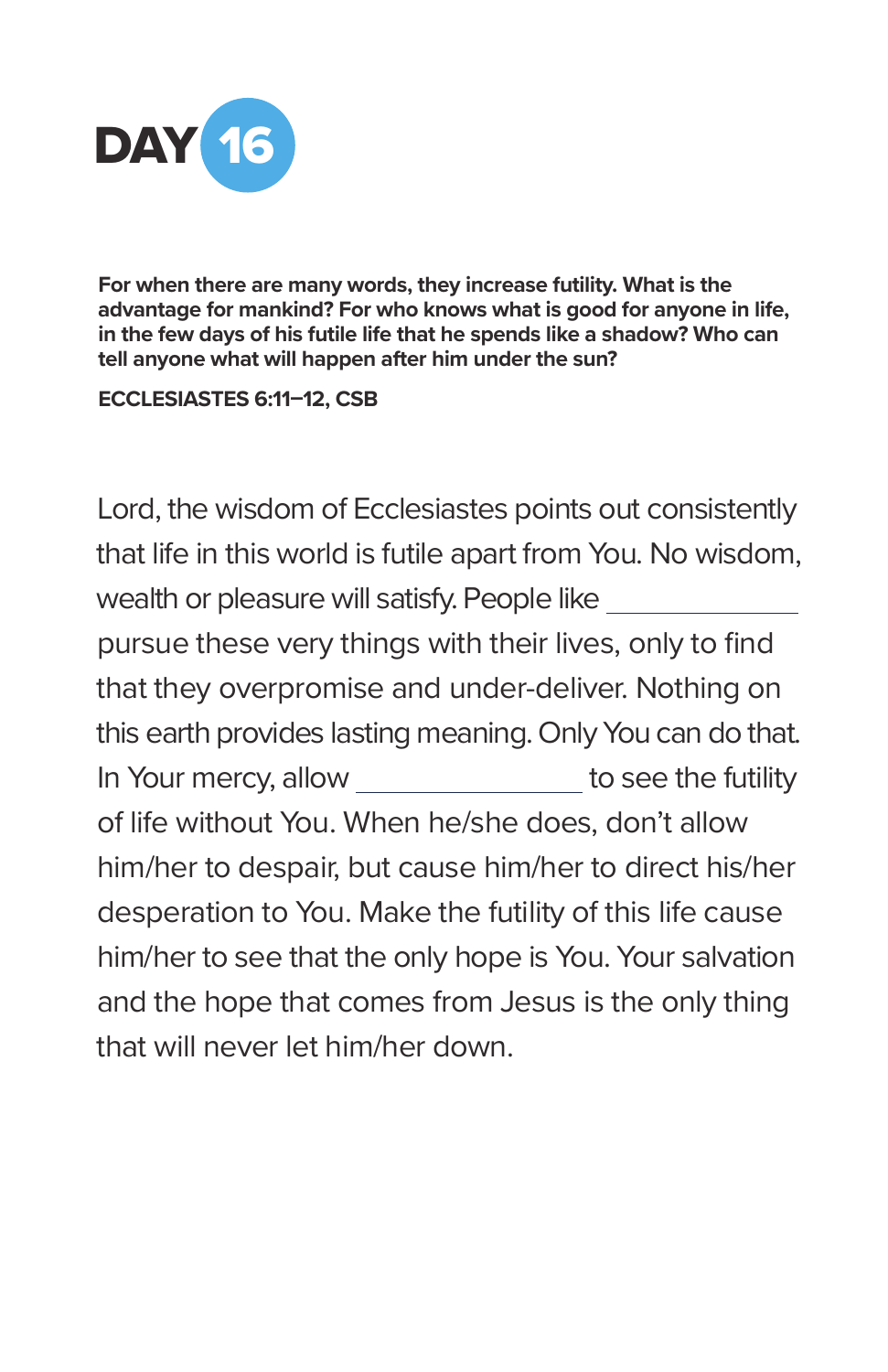# DAY 16

**For when there are many words, they increase futility. What is the advantage for mankind? For who knows what is good for anyone in life, in the few days of his futile life that he spends like a shadow? Who can tell anyone what will happen after him under the sun?**

**ECCLESIASTES 6:11–12, CSB**

Lord, the wisdom of Ecclesiastes points out consistently that life in this world is futile apart from You. No wisdom, wealth or pleasure will satisfy. People like ______________ pursue these very things with their lives, only to find that they overpromise and under-deliver. Nothing on this earth provides lasting meaning. Only You can do that. In Your mercy, allow ________________ to see the futility of life without You. When he/she does, don't allow him/her to despair, but cause him/her to direct his/her desperation to You. Make the futility of this life cause him/her to see that the only hope is You. Your salvation and the hope that comes from Jesus is the only thing that will never let him/her down.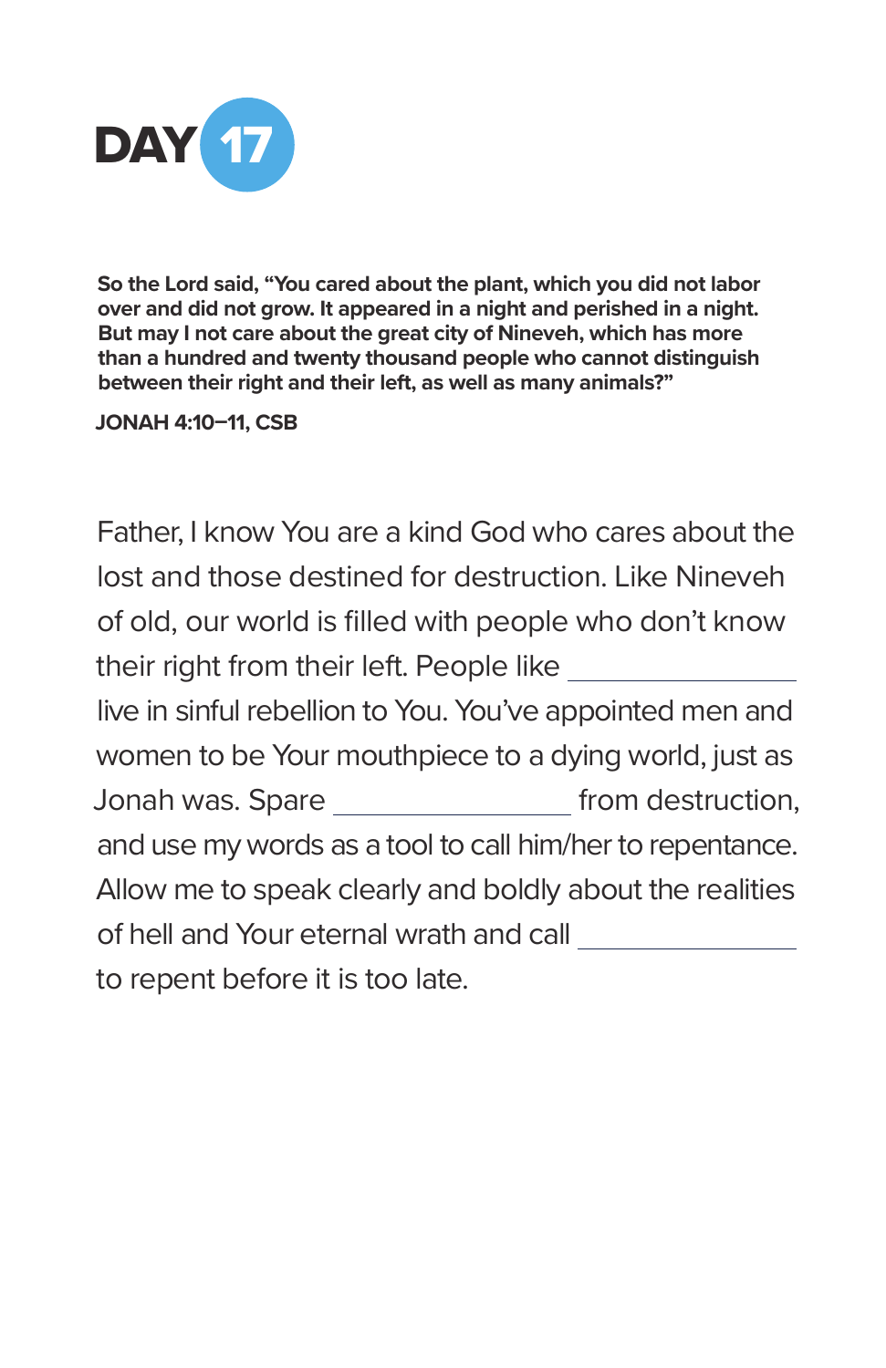# DAY 17

**So the Lord said, "You cared about the plant, which you did not labor over and did not grow. It appeared in a night and perished in a night. But may I not care about the great city of Nineveh, which has more than a hundred and twenty thousand people who cannot distinguish between their right and their left, as well as many animals?"**

**JONAH 4:10–11, CSB**

Father, I know You are a kind God who cares about the lost and those destined for destruction. Like Nineveh of old, our world is filled with people who don't know their right from their left. People like ________________ live in sinful rebellion to You. You've appointed men and women to be Your mouthpiece to a dying world, just as Jonah was. Spare ________________ from destruction, and use my words as a tool to call him/her to repentance. Allow me to speak clearly and boldly about the realities of hell and Your eternal wrath and call ________________ to repent before it is too late.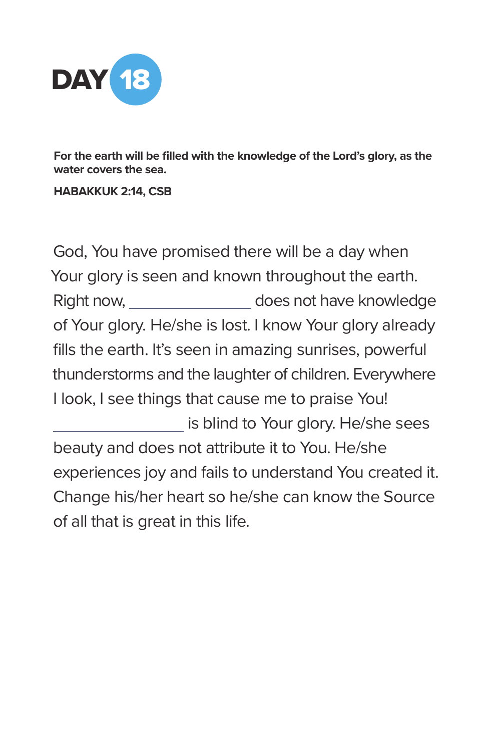# DAY 18

**For the earth will be filled with the knowledge of the Lord's glory, as the water covers the sea.**

**HABAKKUK 2:14, CSB**

God, You have promised there will be a day when Your glory is seen and known throughout the earth. Right now, ________________ does not have knowledge of Your glory. He/she is lost. I know Your glory already fills the earth. It's seen in amazing sunrises, powerful thunderstorms and the laughter of children. Everywhere I look, I see things that cause me to praise You! ________________ is blind to Your glory. He/she sees beauty and does not attribute it to You. He/she experiences joy and fails to understand You created it. Change his/her heart so he/she can know the Source of all that is great in this life.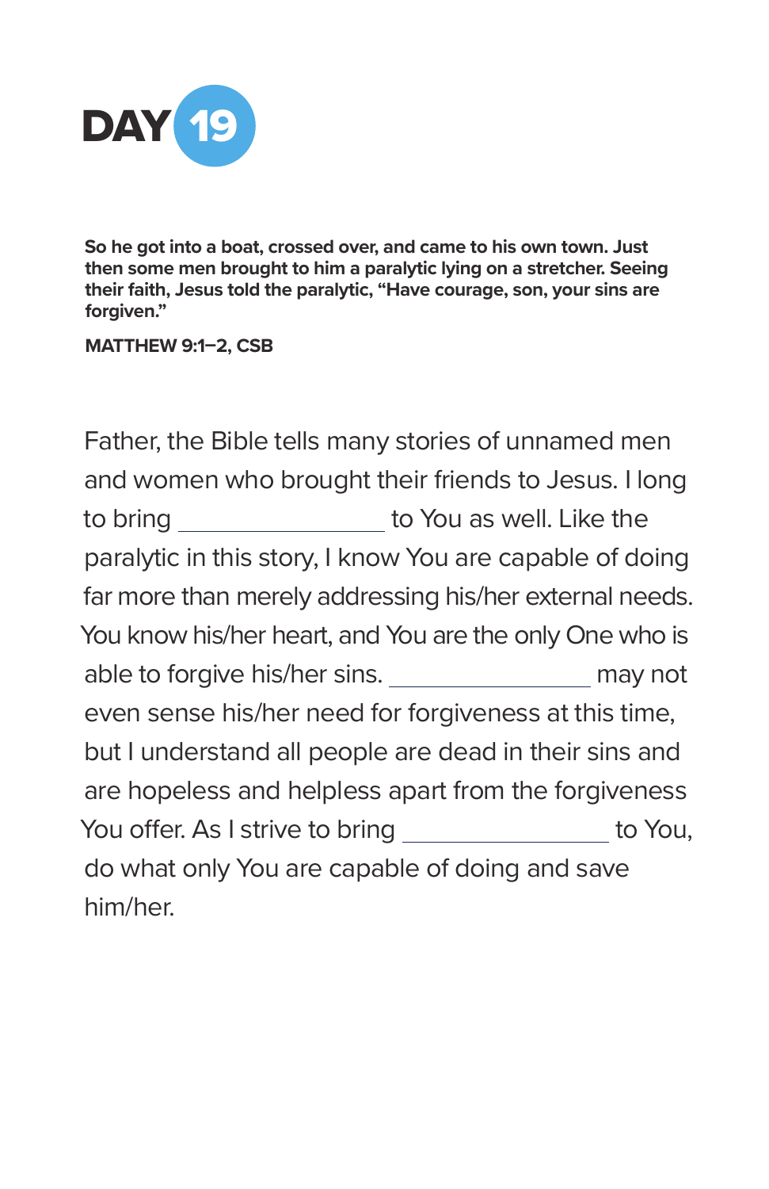# DAY 19

**So he got into a boat, crossed over, and came to his own town. Just then some men brought to him a paralytic lying on a stretcher. Seeing their faith, Jesus told the paralytic, "Have courage, son, your sins are forgiven."**

**MATTHEW 9:1–2, CSB**

Father, the Bible tells many stories of unnamed men and women who brought their friends to Jesus. I long to bring ________________ to You as well. Like the paralytic in this story, I know You are capable of doing far more than merely addressing his/her external needs. You know his/her heart, and You are the only One who is able to forgive his/her sins. ________________ may not even sense his/her need for forgiveness at this time, but I understand all people are dead in their sins and are hopeless and helpless apart from the forgiveness You offer. As I strive to bring ________________ to You, do what only You are capable of doing and save him/her.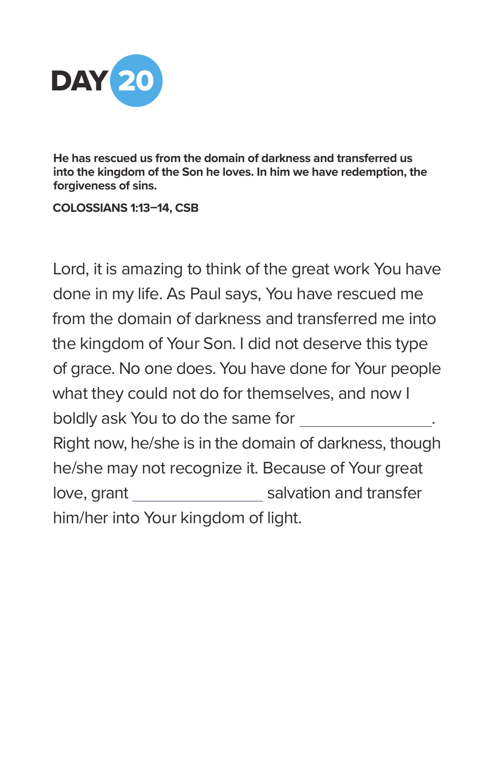# DAY 20

**He has rescued us from the domain of darkness and transferred us into the kingdom of the Son he loves. In him we have redemption, the forgiveness of sins.**

**COLOSSIANS 1:13–14, CSB**

Lord, it is amazing to think of the great work You have done in my life. As Paul says, You have rescued me from the domain of darkness and transferred me into the kingdom of Your Son. I did not deserve this type of grace. No one does. You have done for Your people what they could not do for themselves, and now I boldly ask You to do the same for ________________. Right now, he/she is in the domain of darkness, though he/she may not recognize it. Because of Your great love, grant ________________ salvation and transfer him/her into Your kingdom of light.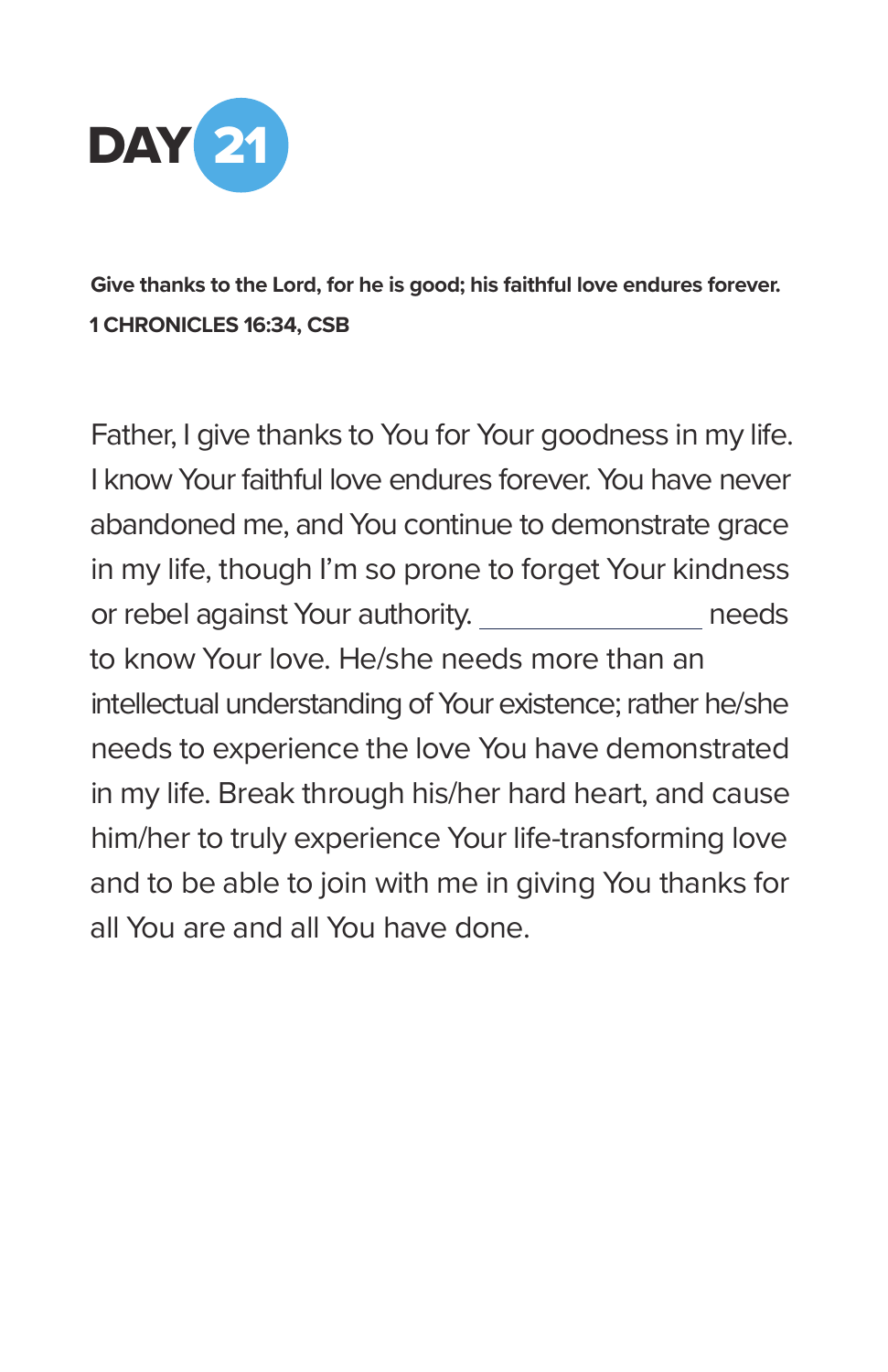# DAY 21

**Give thanks to the Lord, for he is good; his faithful love endures forever.**
**1 CHRONICLES 16:34, CSB**

Father, I give thanks to You for Your goodness in my life. I know Your faithful love endures forever. You have never abandoned me, and You continue to demonstrate grace in my life, though I'm so prone to forget Your kindness or rebel against Your authority. _______________ needs to know Your love. He/she needs more than an intellectual understanding of Your existence; rather he/she needs to experience the love You have demonstrated in my life. Break through his/her hard heart, and cause him/her to truly experience Your life-transforming love and to be able to join with me in giving You thanks for all You are and all You have done.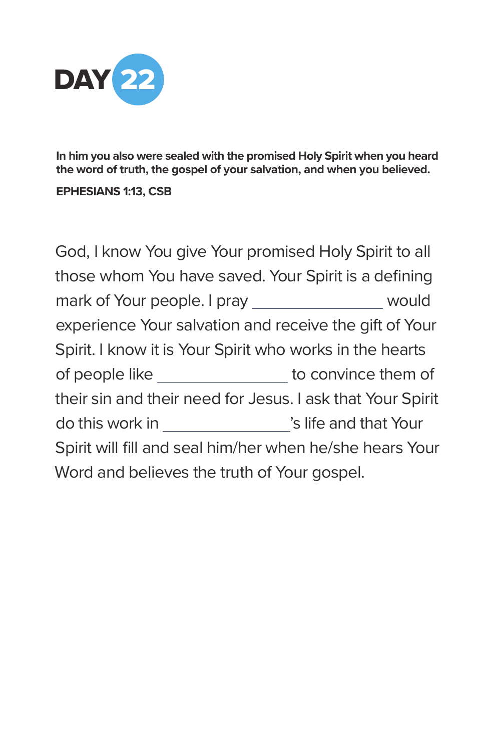# DAY 22

**In him you also were sealed with the promised Holy Spirit when you heard the word of truth, the gospel of your salvation, and when you believed.**

**EPHESIANS 1:13, CSB**

God, I know You give Your promised Holy Spirit to all those whom You have saved. Your Spirit is a defining mark of Your people. I pray ________________ would experience Your salvation and receive the gift of Your Spirit. I know it is Your Spirit who works in the hearts of people like ________________ to convince them of their sin and their need for Jesus. I ask that Your Spirit do this work in ________________'s life and that Your Spirit will fill and seal him/her when he/she hears Your Word and believes the truth of Your gospel.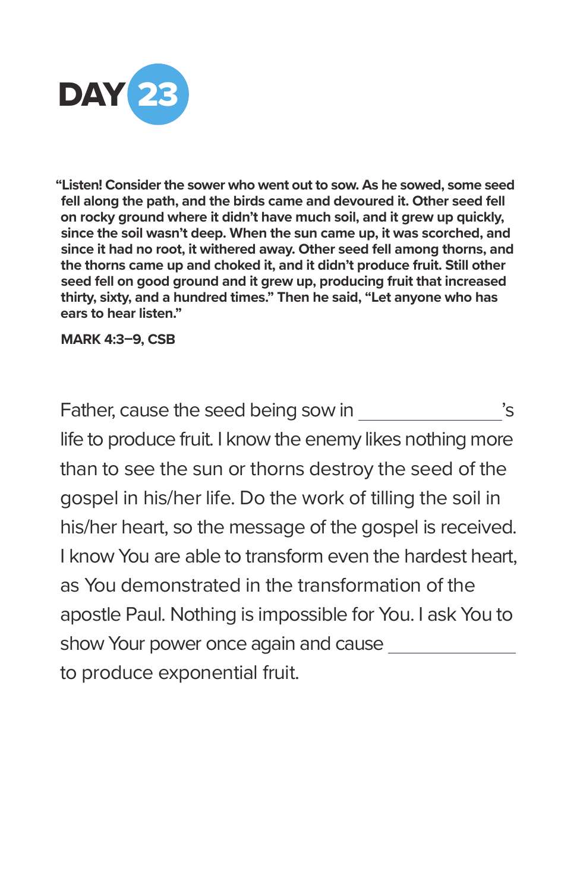# DAY 23

**"Listen! Consider the sower who went out to sow. As he sowed, some seed fell along the path, and the birds came and devoured it. Other seed fell on rocky ground where it didn't have much soil, and it grew up quickly, since the soil wasn't deep. When the sun came up, it was scorched, and since it had no root, it withered away. Other seed fell among thorns, and the thorns came up and choked it, and it didn't produce fruit. Still other seed fell on good ground and it grew up, producing fruit that increased thirty, sixty, and a hundred times." Then he said, "Let anyone who has ears to hear listen."**

**MARK 4:3–9, CSB**

Father, cause the seed being sow in _______________'s life to produce fruit. I know the enemy likes nothing more than to see the sun or thorns destroy the seed of the gospel in his/her life. Do the work of tilling the soil in his/her heart, so the message of the gospel is received. I know You are able to transform even the hardest heart, as You demonstrated in the transformation of the apostle Paul. Nothing is impossible for You. I ask You to show Your power once again and cause _____________ to produce exponential fruit.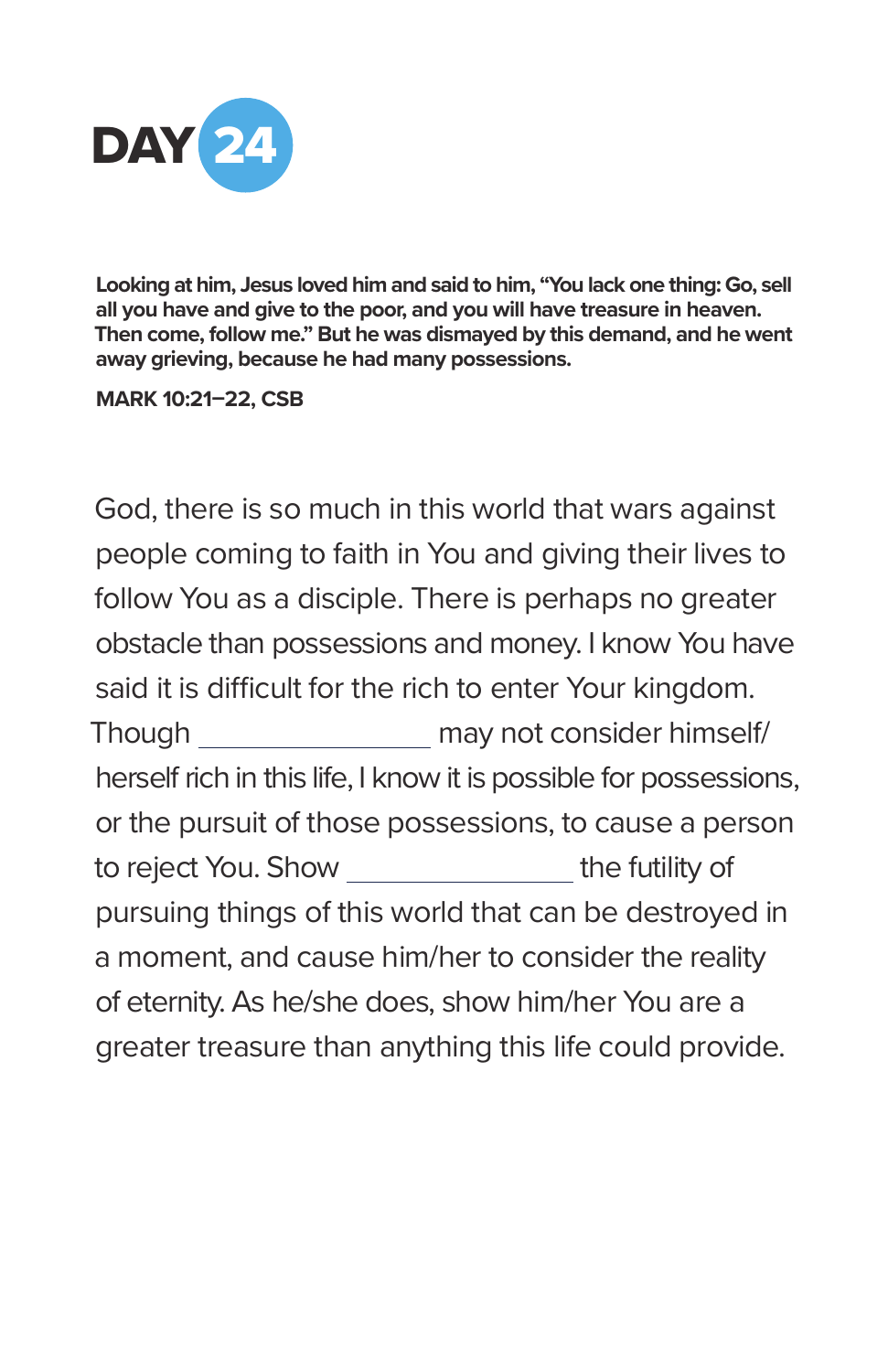# DAY 24

**Looking at him, Jesus loved him and said to him, "You lack one thing: Go, sell all you have and give to the poor, and you will have treasure in heaven. Then come, follow me." But he was dismayed by this demand, and he went away grieving, because he had many possessions.**

**MARK 10:21–22, CSB**

God, there is so much in this world that wars against people coming to faith in You and giving their lives to follow You as a disciple. There is perhaps no greater obstacle than possessions and money. I know You have said it is difficult for the rich to enter Your kingdom. Though ________________ may not consider himself/herself rich in this life, I know it is possible for possessions, or the pursuit of those possessions, to cause a person to reject You. Show ________________ the futility of pursuing things of this world that can be destroyed in a moment, and cause him/her to consider the reality of eternity. As he/she does, show him/her You are a greater treasure than anything this life could provide.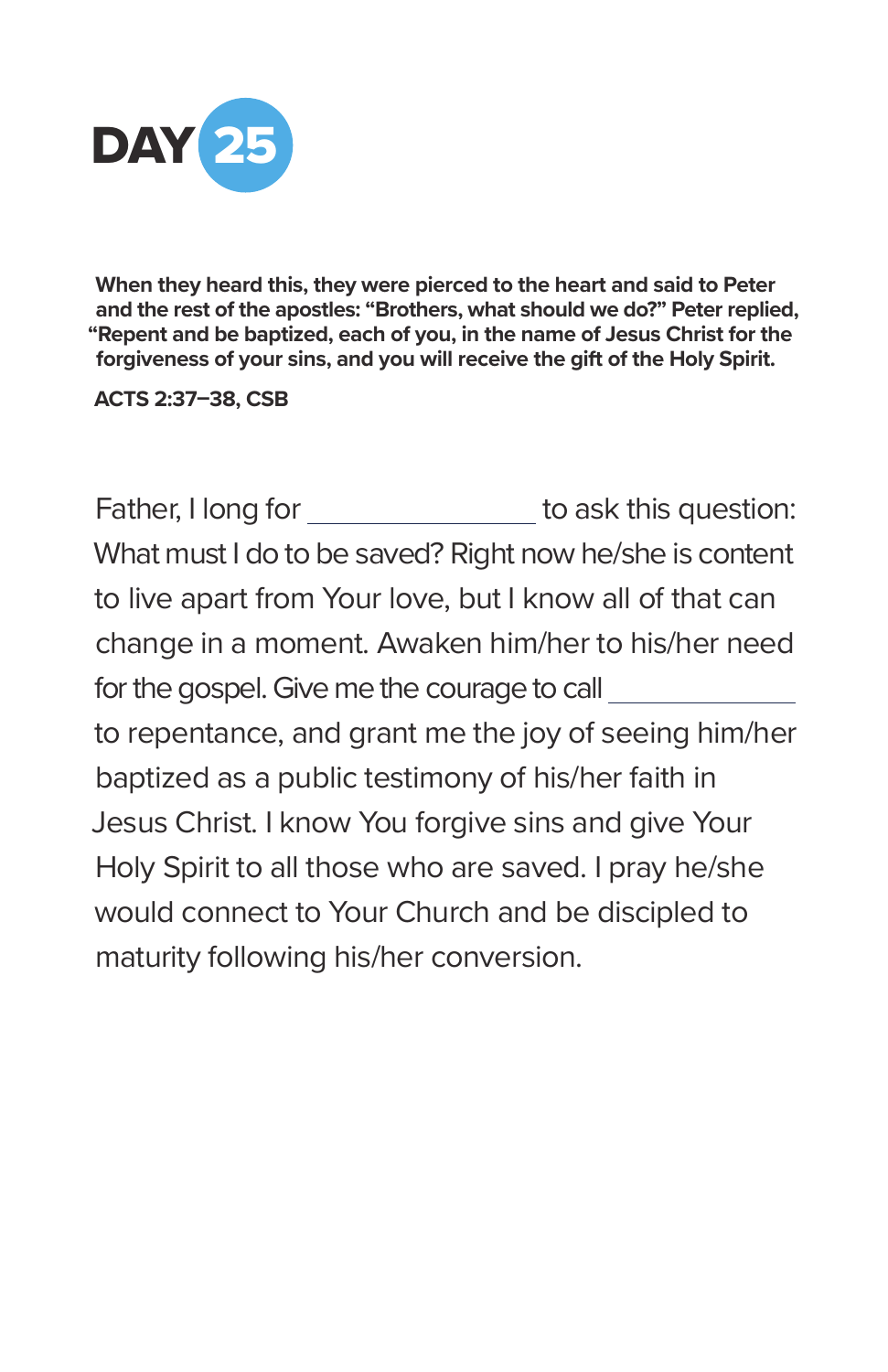# DAY 25

**When they heard this, they were pierced to the heart and said to Peter and the rest of the apostles: "Brothers, what should we do?" Peter replied, "Repent and be baptized, each of you, in the name of Jesus Christ for the forgiveness of your sins, and you will receive the gift of the Holy Spirit.**

**ACTS 2:37–38, CSB**

Father, I long for ________________ to ask this question: What must I do to be saved? Right now he/she is content to live apart from Your love, but I know all of that can change in a moment. Awaken him/her to his/her need for the gospel. Give me the courage to call ______________ to repentance, and grant me the joy of seeing him/her baptized as a public testimony of his/her faith in Jesus Christ. I know You forgive sins and give Your Holy Spirit to all those who are saved. I pray he/she would connect to Your Church and be discipled to maturity following his/her conversion.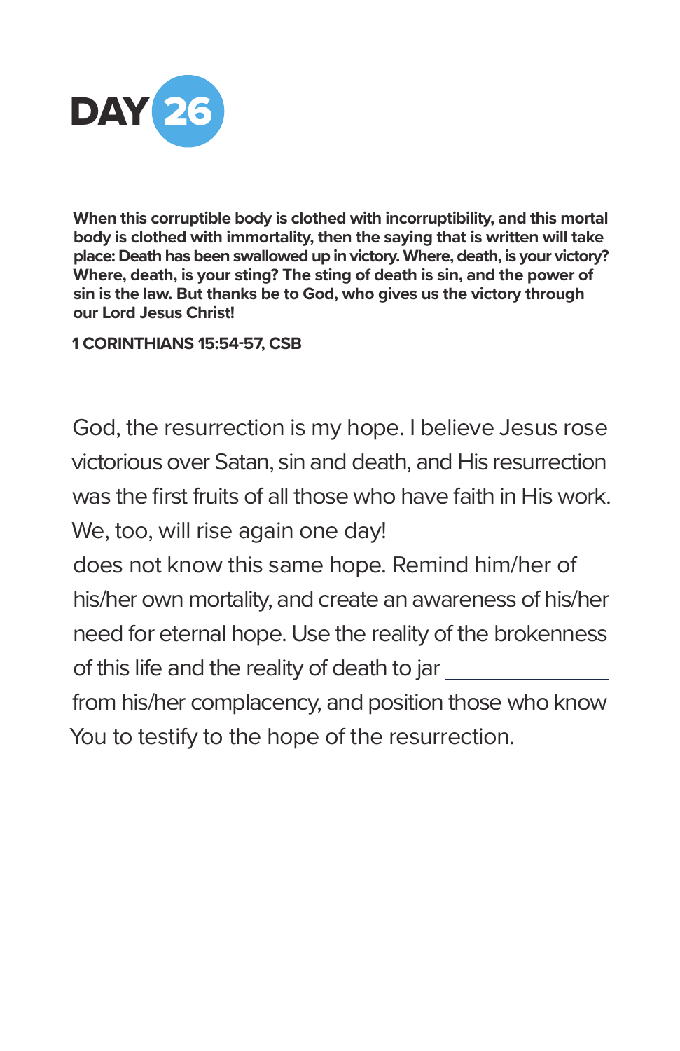# DAY 26

**When this corruptible body is clothed with incorruptibility, and this mortal body is clothed with immortality, then the saying that is written will take place: Death has been swallowed up in victory. Where, death, is your victory? Where, death, is your sting? The sting of death is sin, and the power of sin is the law. But thanks be to God, who gives us the victory through our Lord Jesus Christ!**

**1 CORINTHIANS 15:54-57, CSB**

God, the resurrection is my hope. I believe Jesus rose victorious over Satan, sin and death, and His resurrection was the first fruits of all those who have faith in His work. We, too, will rise again one day! ________________ does not know this same hope. Remind him/her of his/her own mortality, and create an awareness of his/her need for eternal hope. Use the reality of the brokenness of this life and the reality of death to jar ______________ from his/her complacency, and position those who know You to testify to the hope of the resurrection.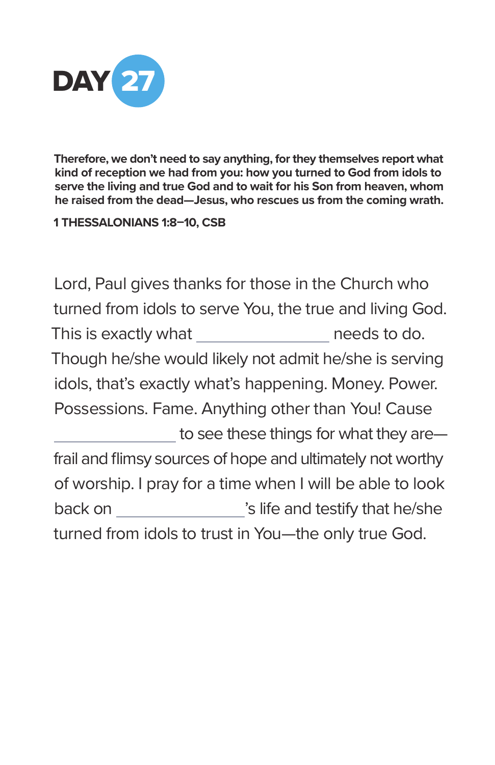# DAY 27

**Therefore, we don't need to say anything, for they themselves report what kind of reception we had from you: how you turned to God from idols to serve the living and true God and to wait for his Son from heaven, whom he raised from the dead—Jesus, who rescues us from the coming wrath.**

**1 THESSALONIANS 1:8–10, CSB**

Lord, Paul gives thanks for those in the Church who turned from idols to serve You, the true and living God. This is exactly what ________________ needs to do. Though he/she would likely not admit he/she is serving idols, that's exactly what's happening. Money. Power. Possessions. Fame. Anything other than You! Cause ________________ to see these things for what they are—frail and flimsy sources of hope and ultimately not worthy of worship. I pray for a time when I will be able to look back on ________________'s life and testify that he/she turned from idols to trust in You—the only true God.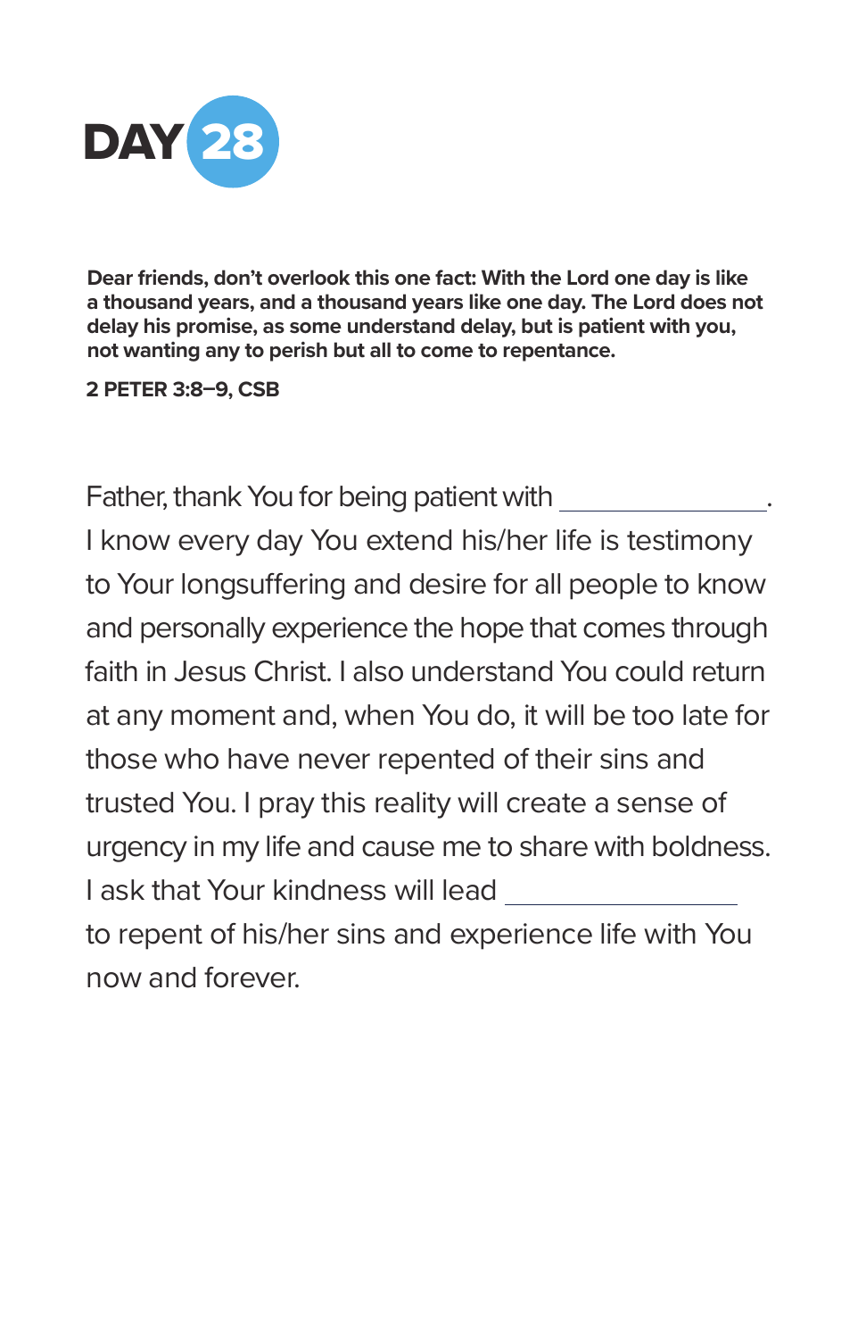# DAY 28

**Dear friends, don't overlook this one fact: With the Lord one day is like a thousand years, and a thousand years like one day. The Lord does not delay his promise, as some understand delay, but is patient with you, not wanting any to perish but all to come to repentance.**

**2 PETER 3:8–9, CSB**

Father, thank You for being patient with ______________. I know every day You extend his/her life is testimony to Your longsuffering and desire for all people to know and personally experience the hope that comes through faith in Jesus Christ. I also understand You could return at any moment and, when You do, it will be too late for those who have never repented of their sins and trusted You. I pray this reality will create a sense of urgency in my life and cause me to share with boldness. I ask that Your kindness will lead ______________ to repent of his/her sins and experience life with You now and forever.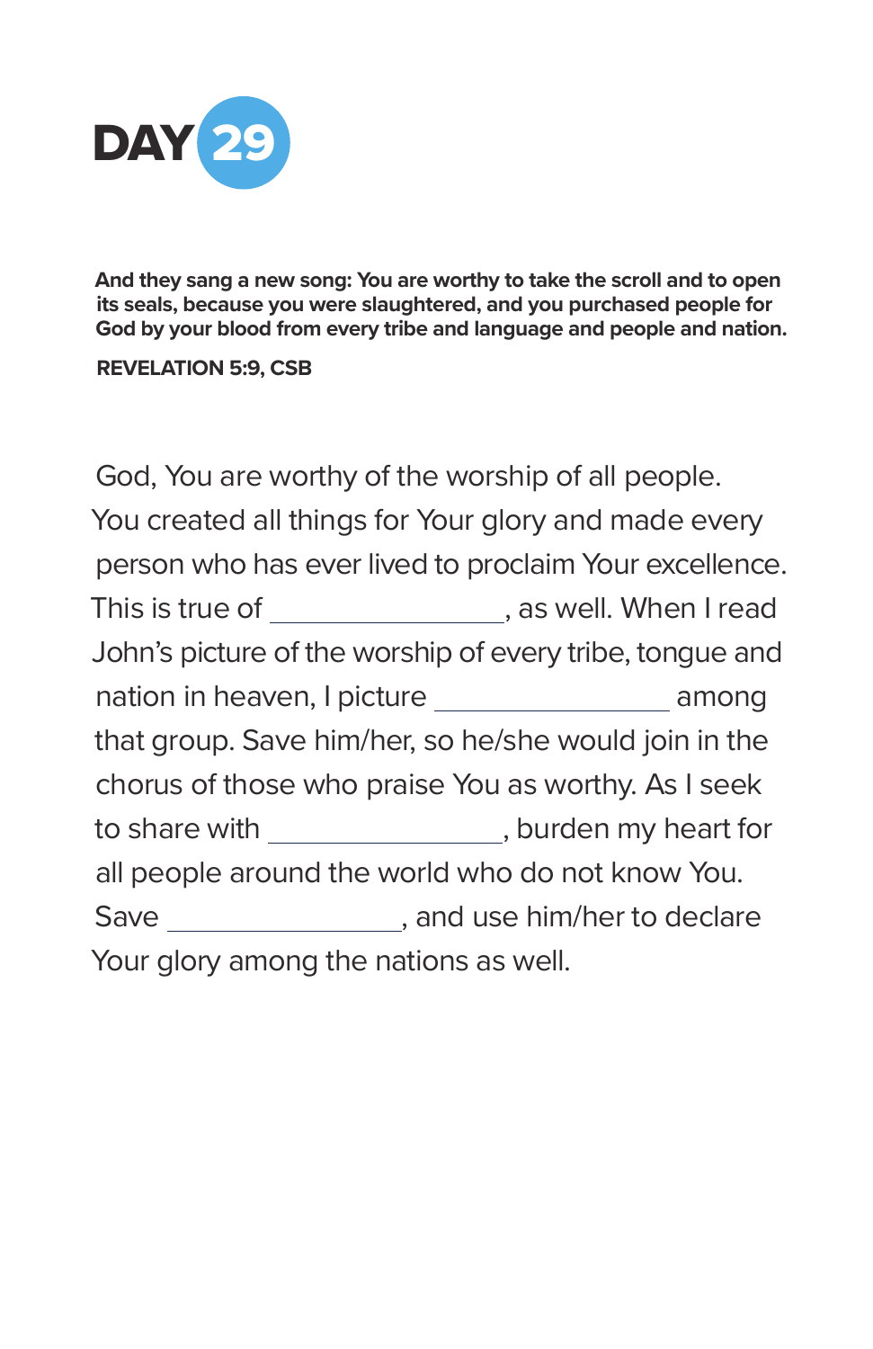# DAY 29

**And they sang a new song: You are worthy to take the scroll and to open its seals, because you were slaughtered, and you purchased people for God by your blood from every tribe and language and people and nation.**

**REVELATION 5:9, CSB**

God, You are worthy of the worship of all people. You created all things for Your glory and made every person who has ever lived to proclaim Your excellence. This is true of ________________, as well. When I read John's picture of the worship of every tribe, tongue and nation in heaven, I picture ________________ among that group. Save him/her, so he/she would join in the chorus of those who praise You as worthy. As I seek to share with ________________, burden my heart for all people around the world who do not know You. Save ________________, and use him/her to declare Your glory among the nations as well.